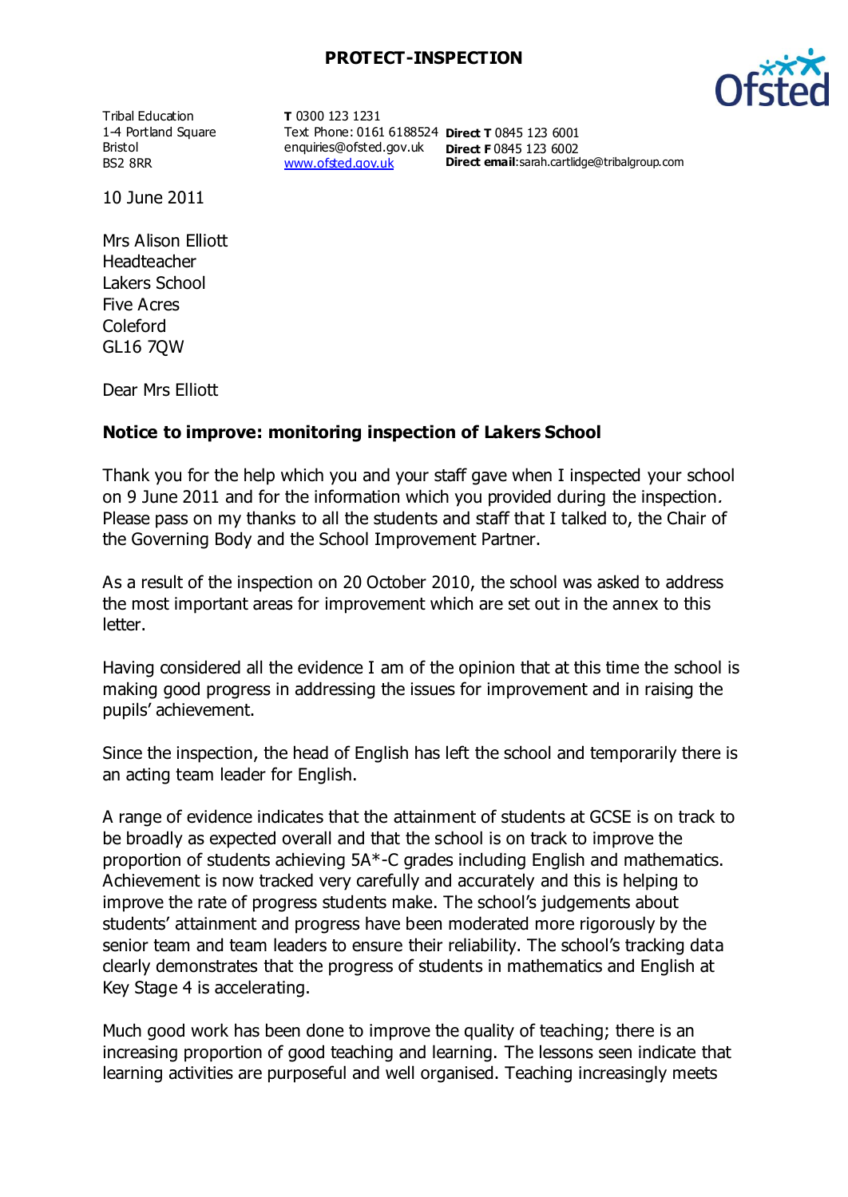**PROTECT-INSPECTION**

Tribal Education
1-4 Portland Square
Bristol
BS2 8RR

**T** 0300 123 1231
Text Phone: 0161 6188524
enquiries@ofsted.gov.uk
www.ofsted.gov.uk

**Direct T** 0845 123 6001
**Direct F** 0845 123 6002
**Direct email**: sarah.cartlidge@tribalgroup.com

10 June 2011

Mrs Alison Elliott
Headteacher
Lakers School
Five Acres
Coleford
GL16 7QW

Dear Mrs Elliott

**Notice to improve: monitoring inspection of Lakers School**

Thank you for the help which you and your staff gave when I inspected your school on 9 June 2011 and for the information which you provided during the inspection. Please pass on my thanks to all the students and staff that I talked to, the Chair of the Governing Body and the School Improvement Partner.

As a result of the inspection on 20 October 2010, the school was asked to address the most important areas for improvement which are set out in the annex to this letter.

Having considered all the evidence I am of the opinion that at this time the school is making good progress in addressing the issues for improvement and in raising the pupils' achievement.

Since the inspection, the head of English has left the school and temporarily there is an acting team leader for English.

A range of evidence indicates that the attainment of students at GCSE is on track to be broadly as expected overall and that the school is on track to improve the proportion of students achieving 5A*-C grades including English and mathematics. Achievement is now tracked very carefully and accurately and this is helping to improve the rate of progress students make. The school's judgements about students' attainment and progress have been moderated more rigorously by the senior team and team leaders to ensure their reliability. The school's tracking data clearly demonstrates that the progress of students in mathematics and English at Key Stage 4 is accelerating.

Much good work has been done to improve the quality of teaching; there is an increasing proportion of good teaching and learning. The lessons seen indicate that learning activities are purposeful and well organised. Teaching increasingly meets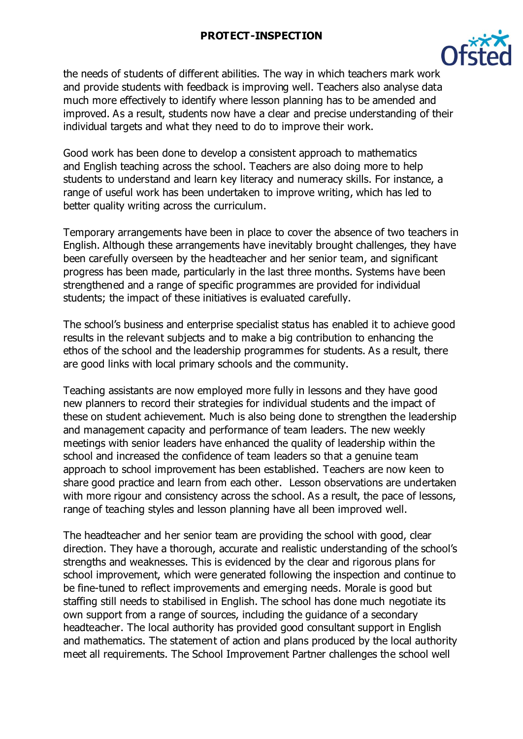the needs of students of different abilities. The way in which teachers mark work and provide students with feedback is improving well. Teachers also analyse data much more effectively to identify where lesson planning has to be amended and improved. As a result, students now have a clear and precise understanding of their individual targets and what they need to do to improve their work.

Good work has been done to develop a consistent approach to mathematics and English teaching across the school. Teachers are also doing more to help students to understand and learn key literacy and numeracy skills. For instance, a range of useful work has been undertaken to improve writing, which has led to better quality writing across the curriculum.

Temporary arrangements have been in place to cover the absence of two teachers in English. Although these arrangements have inevitably brought challenges, they have been carefully overseen by the headteacher and her senior team, and significant progress has been made, particularly in the last three months. Systems have been strengthened and a range of specific programmes are provided for individual students; the impact of these initiatives is evaluated carefully.

The school's business and enterprise specialist status has enabled it to achieve good results in the relevant subjects and to make a big contribution to enhancing the ethos of the school and the leadership programmes for students. As a result, there are good links with local primary schools and the community.

Teaching assistants are now employed more fully in lessons and they have good new planners to record their strategies for individual students and the impact of these on student achievement. Much is also being done to strengthen the leadership and management capacity and performance of team leaders. The new weekly meetings with senior leaders have enhanced the quality of leadership within the school and increased the confidence of team leaders so that a genuine team approach to school improvement has been established. Teachers are now keen to share good practice and learn from each other. Lesson observations are undertaken with more rigour and consistency across the school. As a result, the pace of lessons, range of teaching styles and lesson planning have all been improved well.

The headteacher and her senior team are providing the school with good, clear direction. They have a thorough, accurate and realistic understanding of the school's strengths and weaknesses. This is evidenced by the clear and rigorous plans for school improvement, which were generated following the inspection and continue to be fine-tuned to reflect improvements and emerging needs. Morale is good but staffing still needs to stabilised in English. The school has done much negotiate its own support from a range of sources, including the guidance of a secondary headteacher. The local authority has provided good consultant support in English and mathematics. The statement of action and plans produced by the local authority meet all requirements. The School Improvement Partner challenges the school well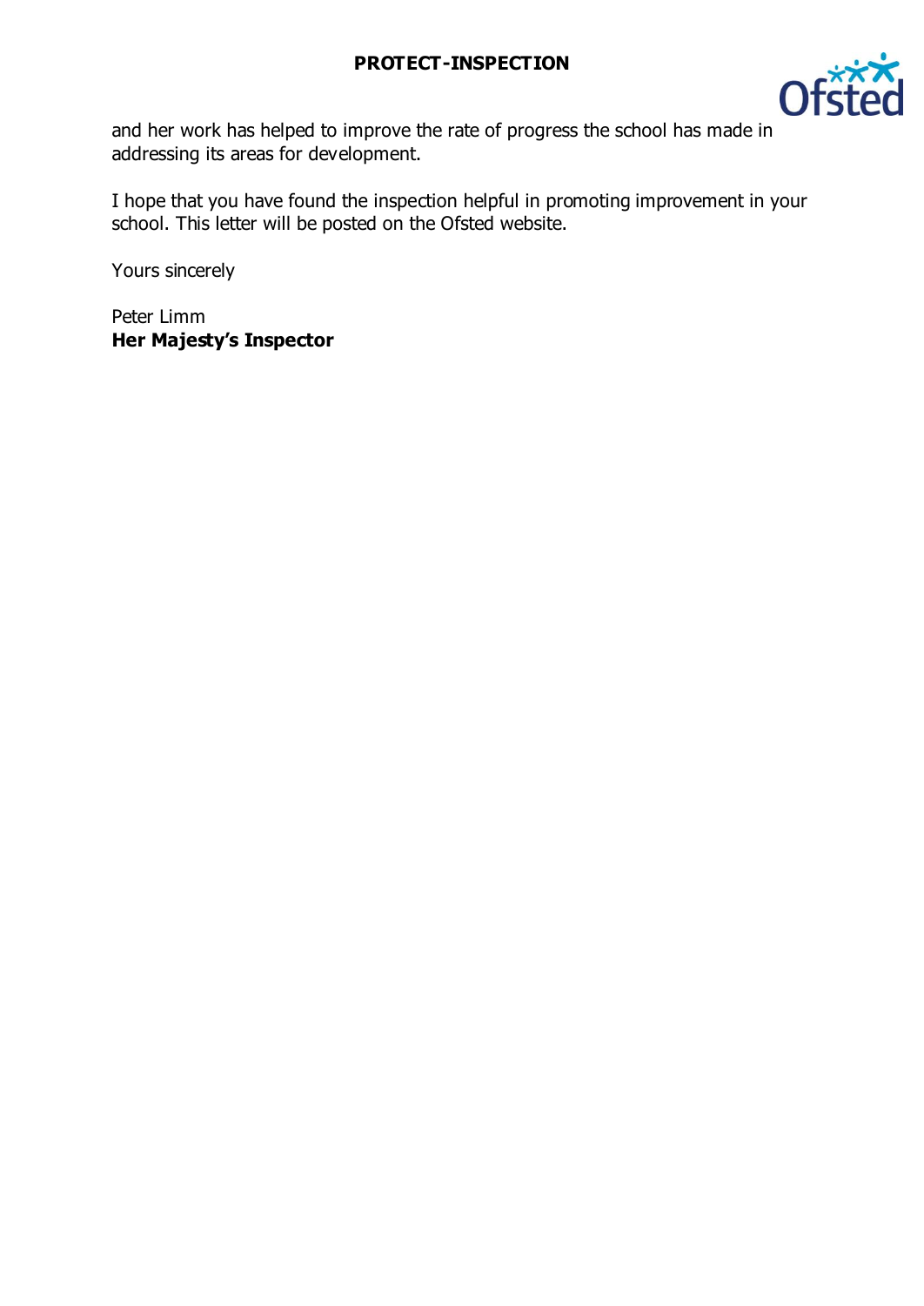and her work has helped to improve the rate of progress the school has made in addressing its areas for development.

I hope that you have found the inspection helpful in promoting improvement in your school. This letter will be posted on the Ofsted website.

Yours sincerely

Peter Limm  
**Her Majesty's Inspector**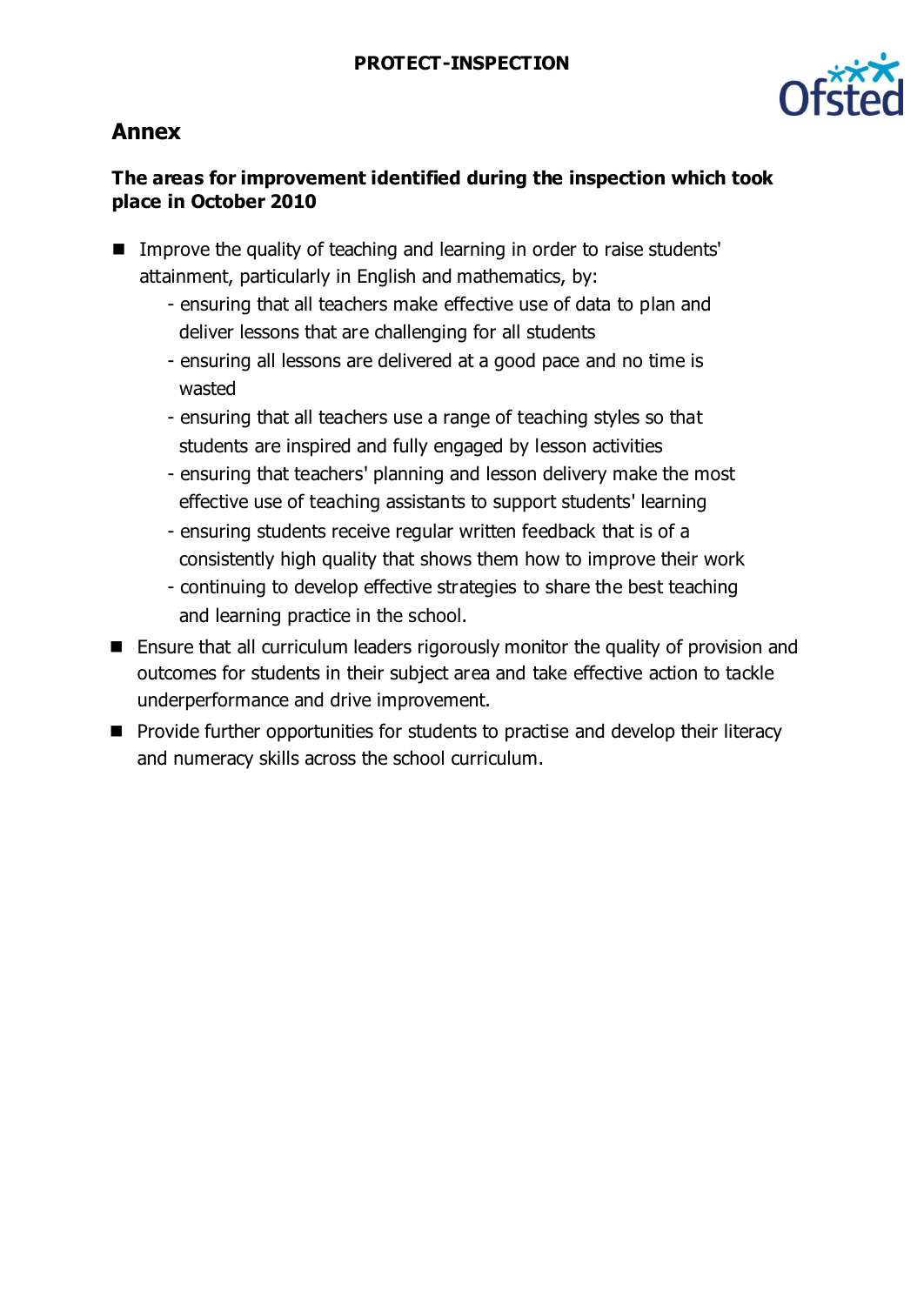## Annex

**The areas for improvement identified during the inspection which took place in October 2010**

- Improve the quality of teaching and learning in order to raise students' attainment, particularly in English and mathematics, by:
  - ensuring that all teachers make effective use of data to plan and deliver lessons that are challenging for all students
  - ensuring all lessons are delivered at a good pace and no time is wasted
  - ensuring that all teachers use a range of teaching styles so that students are inspired and fully engaged by lesson activities
  - ensuring that teachers' planning and lesson delivery make the most effective use of teaching assistants to support students' learning
  - ensuring students receive regular written feedback that is of a consistently high quality that shows them how to improve their work
  - continuing to develop effective strategies to share the best teaching and learning practice in the school.
- Ensure that all curriculum leaders rigorously monitor the quality of provision and outcomes for students in their subject area and take effective action to tackle underperformance and drive improvement.
- Provide further opportunities for students to practise and develop their literacy and numeracy skills across the school curriculum.